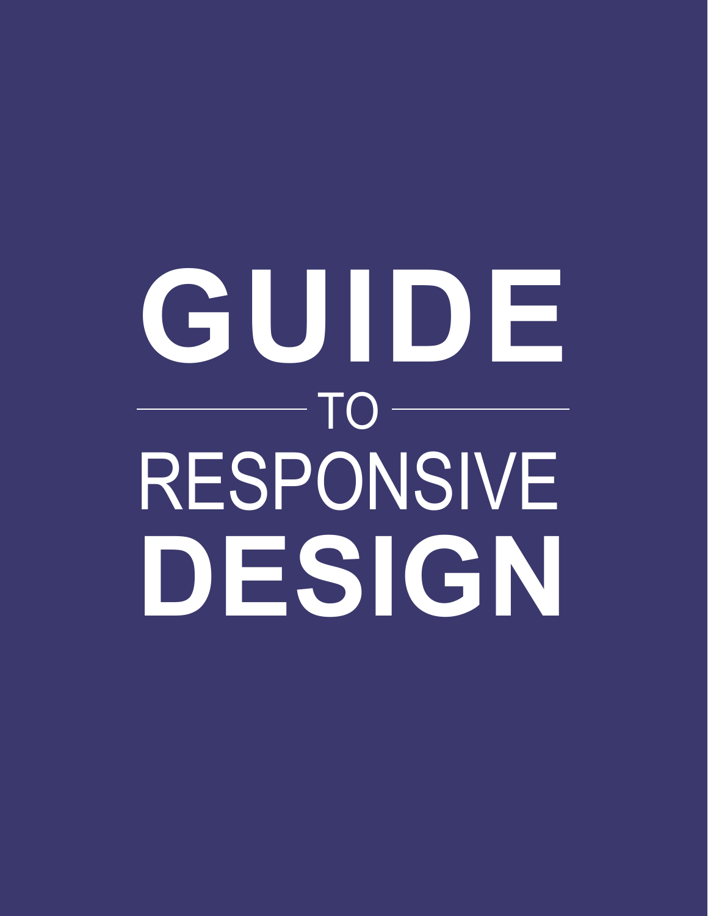# GUIDE TO RESPONSIVE DESIGN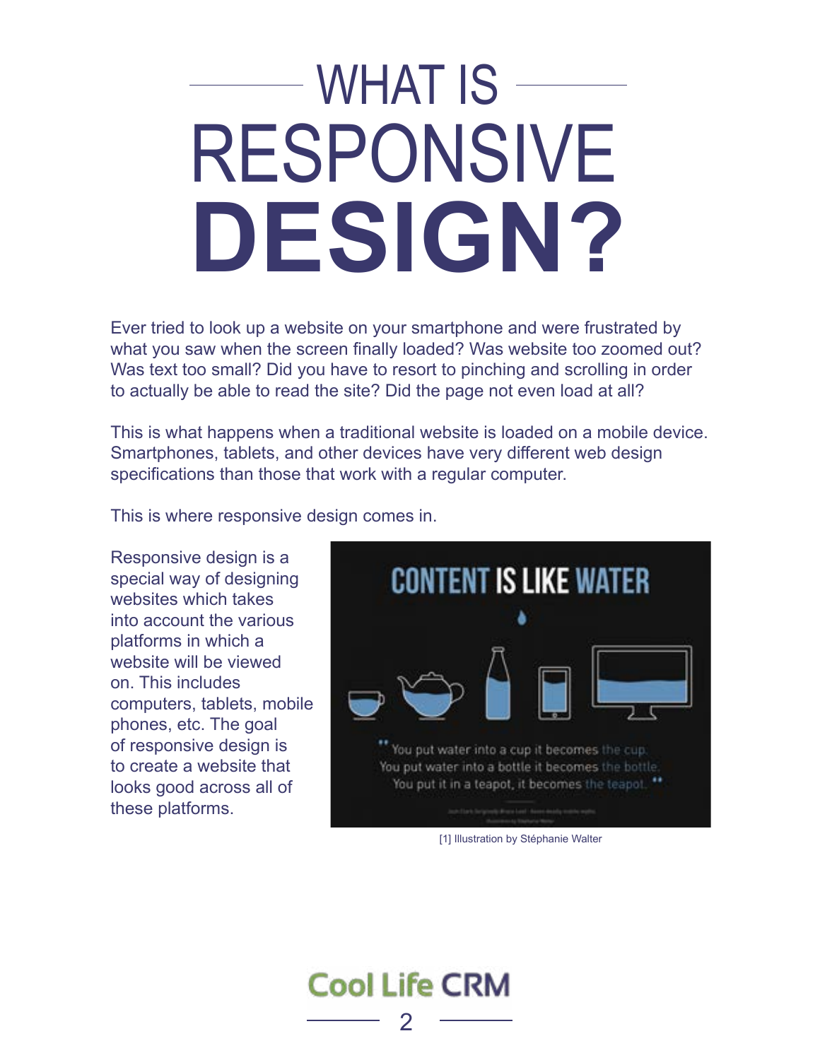# WHAT IS RESPONSIVE **DESIGN?**

Ever tried to look up a website on your smartphone and were frustrated by what you saw when the screen finally loaded? Was website too zoomed out? Was text too small? Did you have to resort to pinching and scrolling in order to actually be able to read the site? Did the page not even load at all?

This is what happens when a traditional website is loaded on a mobile device. Smartphones, tablets, and other devices have very different web design specifications than those that work with a regular computer.

This is where responsive design comes in.

Responsive design is a special way of designing websites which takes into account the various platforms in which a website will be viewed on. This includes computers, tablets, mobile phones, etc. The goal of responsive design is to create a website that looks good across all of these platforms.

CONTENT IS LIKE WATER

"You put water into a cup it becomes the cup. You put water into a bottle it becomes the bottle. You put it in a teapot, it becomes the teapot."

[1] Illustration by Stéphanie Walter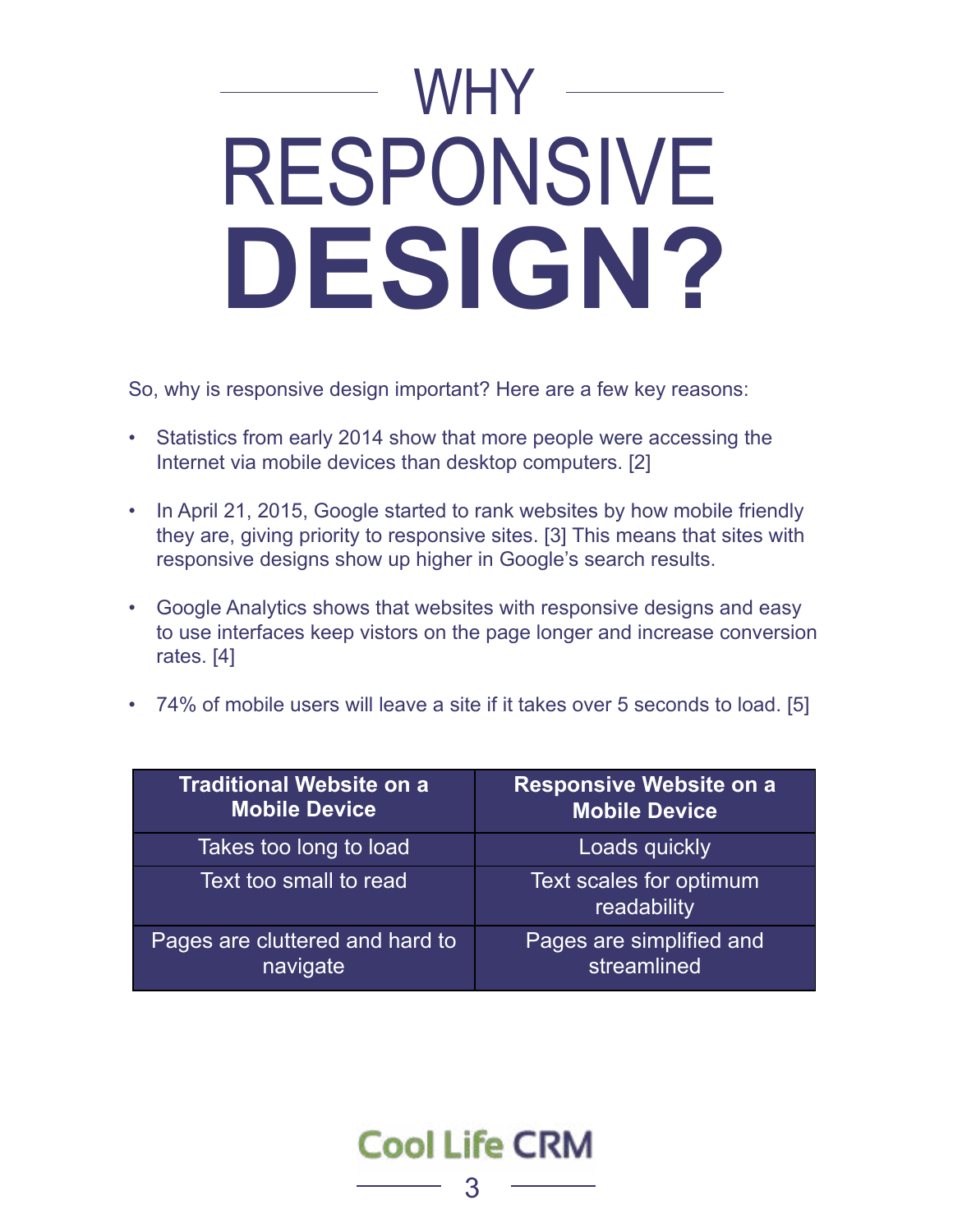# WHY RESPONSIVE DESIGN?

So, why is responsive design important? Here are a few key reasons:

- Statistics from early 2014 show that more people were accessing the Internet via mobile devices than desktop computers. [2]
- In April 21, 2015, Google started to rank websites by how mobile friendly they are, giving priority to responsive sites. [3] This means that sites with responsive designs show up higher in Google's search results.
- Google Analytics shows that websites with responsive designs and easy to use interfaces keep vistors on the page longer and increase conversion rates. [4]
- 74% of mobile users will leave a site if it takes over 5 seconds to load. [5]

| Traditional Website on a Mobile Device | Responsive Website on a Mobile Device |
|---|---|
| Takes too long to load | Loads quickly |
| Text too small to read | Text scales for optimum readability |
| Pages are cluttered and hard to navigate | Pages are simplified and streamlined |

Cool Life CRM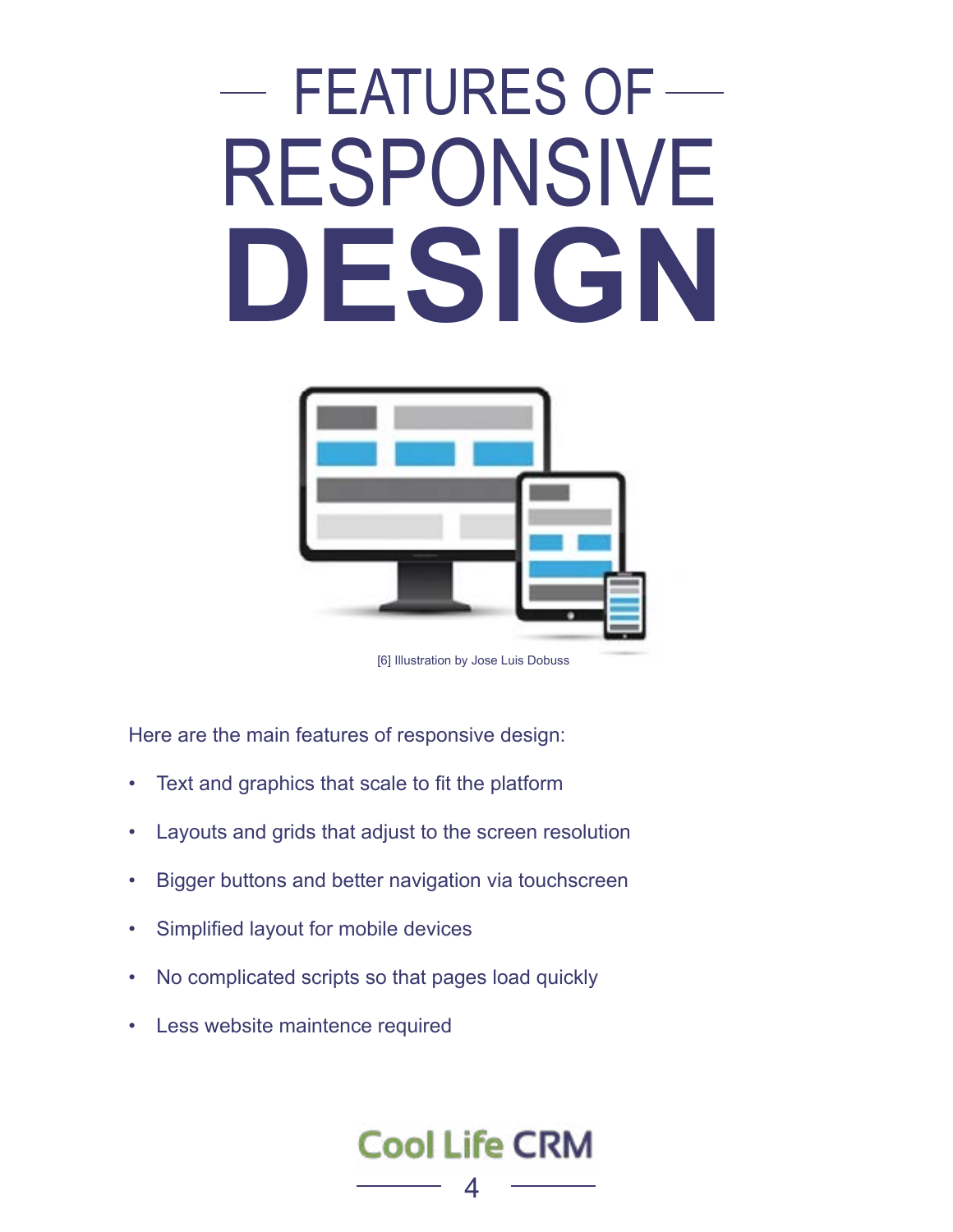# FEATURES OF RESPONSIVE DESIGN

[6] Illustration by Jose Luis Dobuss

Here are the main features of responsive design:

- Text and graphics that scale to fit the platform
- Layouts and grids that adjust to the screen resolution
- Bigger buttons and better navigation via touchscreen
- Simplified layout for mobile devices
- No complicated scripts so that pages load quickly
- Less website maintence required

Cool Life CRM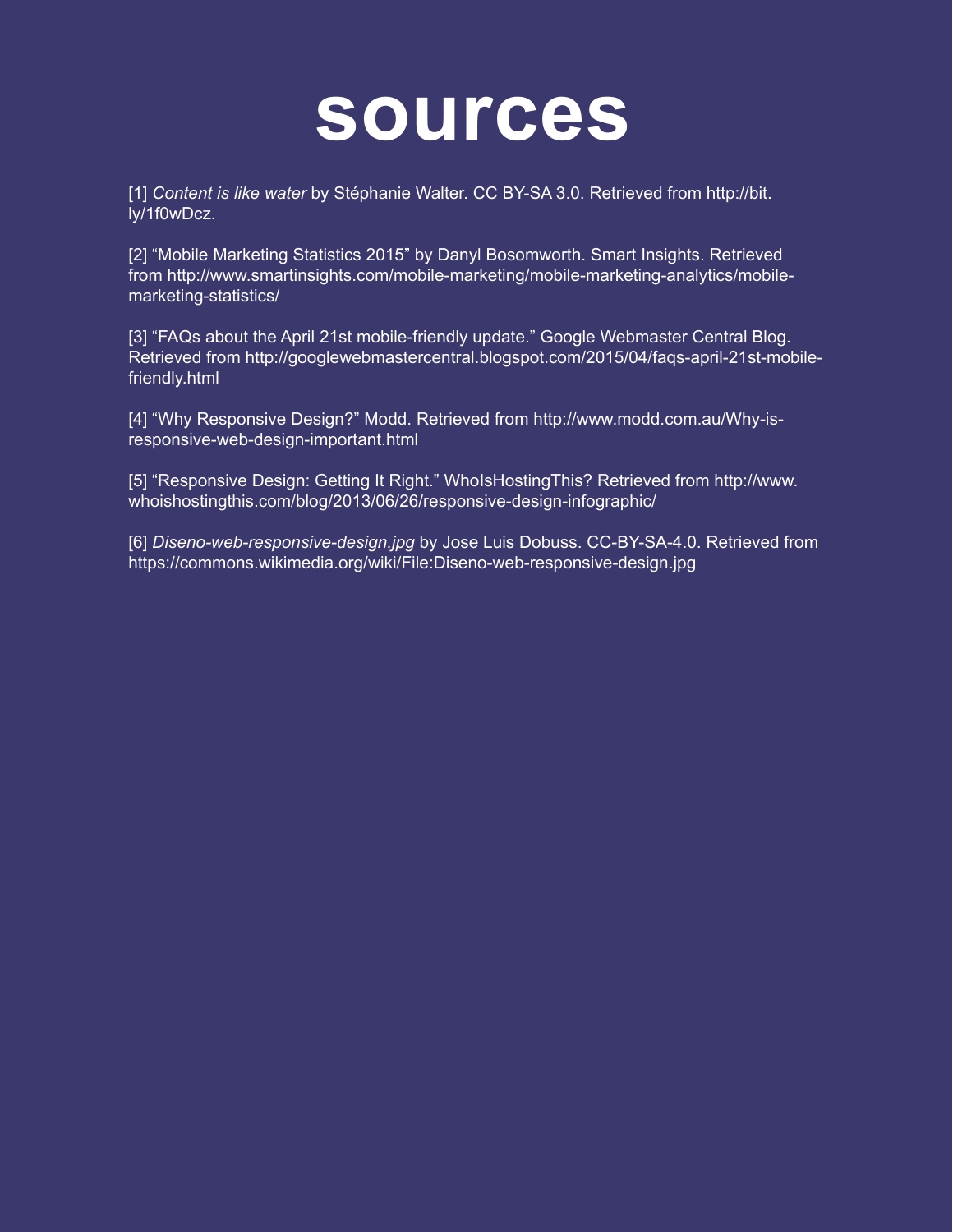# sources

[1] *Content is like water* by Stéphanie Walter. CC BY-SA 3.0. Retrieved from http://bit.ly/1f0wDcz.

[2] “Mobile Marketing Statistics 2015” by Danyl Bosomworth. Smart Insights. Retrieved from http://www.smartinsights.com/mobile-marketing/mobile-marketing-analytics/mobile-marketing-statistics/

[3] “FAQs about the April 21st mobile-friendly update.” Google Webmaster Central Blog. Retrieved from http://googlewebmastercentral.blogspot.com/2015/04/faqs-april-21st-mobile-friendly.html

[4] “Why Responsive Design?” Modd. Retrieved from http://www.modd.com.au/Why-is-responsive-web-design-important.html

[5] “Responsive Design: Getting It Right.” WhoIsHostingThis? Retrieved from http://www.whoishostingthis.com/blog/2013/06/26/responsive-design-infographic/

[6] *Diseno-web-responsive-design.jpg* by Jose Luis Dobuss. CC-BY-SA-4.0. Retrieved from https://commons.wikimedia.org/wiki/File:Diseno-web-responsive-design.jpg